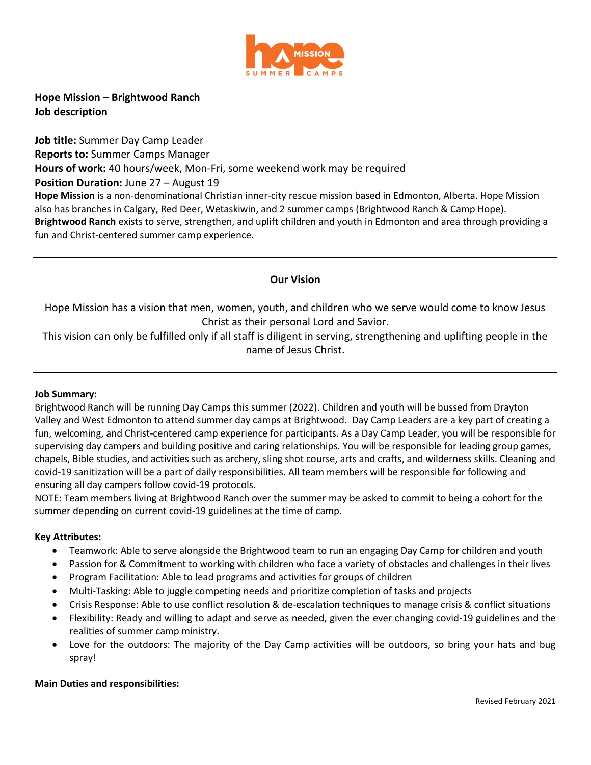**Hope Mission – Brightwood Ranch**
**Job description**

**Job title:** Summer Day Camp Leader
**Reports to:** Summer Camps Manager
**Hours of work:** 40 hours/week, Mon-Fri, some weekend work may be required
**Position Duration:** June 27 – August 19

**Hope Mission** is a non-denominational Christian inner-city rescue mission based in Edmonton, Alberta. Hope Mission also has branches in Calgary, Red Deer, Wetaskiwin, and 2 summer camps (Brightwood Ranch & Camp Hope).
**Brightwood Ranch** exists to serve, strengthen, and uplift children and youth in Edmonton and area through providing a fun and Christ-centered summer camp experience.

---

## Our Vision

Hope Mission has a vision that men, women, youth, and children who we serve would come to know Jesus Christ as their personal Lord and Savior.
This vision can only be fulfilled only if all staff is diligent in serving, strengthening and uplifting people in the name of Jesus Christ.

---

**Job Summary:**
Brightwood Ranch will be running Day Camps this summer (2022). Children and youth will be bussed from Drayton Valley and West Edmonton to attend summer day camps at Brightwood. Day Camp Leaders are a key part of creating a fun, welcoming, and Christ-centered camp experience for participants. As a Day Camp Leader, you will be responsible for supervising day campers and building positive and caring relationships. You will be responsible for leading group games, chapels, Bible studies, and activities such as archery, sling shot course, arts and crafts, and wilderness skills. Cleaning and covid-19 sanitization will be a part of daily responsibilities. All team members will be responsible for following and ensuring all day campers follow covid-19 protocols.
NOTE: Team members living at Brightwood Ranch over the summer may be asked to commit to being a cohort for the summer depending on current covid-19 guidelines at the time of camp.

**Key Attributes:**

- Teamwork: Able to serve alongside the Brightwood team to run an engaging Day Camp for children and youth
- Passion for & Commitment to working with children who face a variety of obstacles and challenges in their lives
- Program Facilitation: Able to lead programs and activities for groups of children
- Multi-Tasking: Able to juggle competing needs and prioritize completion of tasks and projects
- Crisis Response: Able to use conflict resolution & de-escalation techniques to manage crisis & conflict situations
- Flexibility: Ready and willing to adapt and serve as needed, given the ever changing covid-19 guidelines and the realities of summer camp ministry.
- Love for the outdoors: The majority of the Day Camp activities will be outdoors, so bring your hats and bug spray!

**Main Duties and responsibilities:**

Revised February 2021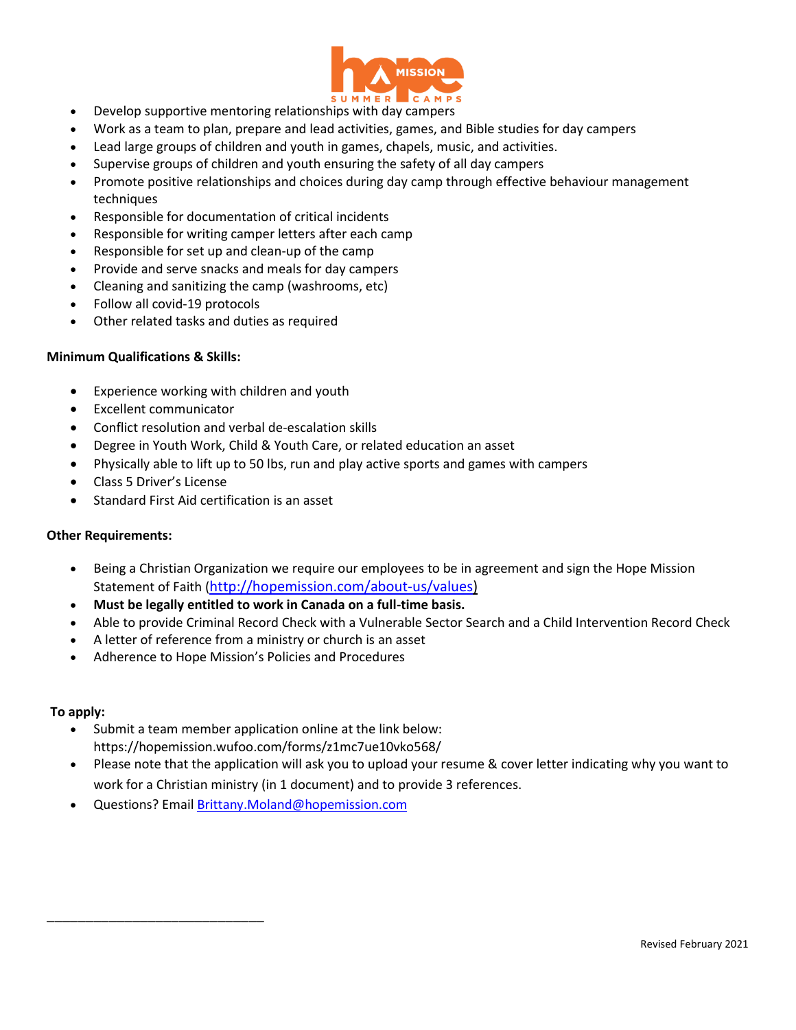- Develop supportive mentoring relationships with day campers
- Work as a team to plan, prepare and lead activities, games, and Bible studies for day campers
- Lead large groups of children and youth in games, chapels, music, and activities.
- Supervise groups of children and youth ensuring the safety of all day campers
- Promote positive relationships and choices during day camp through effective behaviour management techniques
- Responsible for documentation of critical incidents
- Responsible for writing camper letters after each camp
- Responsible for set up and clean-up of the camp
- Provide and serve snacks and meals for day campers
- Cleaning and sanitizing the camp (washrooms, etc)
- Follow all covid-19 protocols
- Other related tasks and duties as required

**Minimum Qualifications & Skills:**

- Experience working with children and youth
- Excellent communicator
- Conflict resolution and verbal de-escalation skills
- Degree in Youth Work, Child & Youth Care, or related education an asset
- Physically able to lift up to 50 lbs, run and play active sports and games with campers
- Class 5 Driver's License
- Standard First Aid certification is an asset

**Other Requirements:**

- Being a Christian Organization we require our employees to be in agreement and sign the Hope Mission Statement of Faith (http://hopemission.com/about-us/values)
- **Must be legally entitled to work in Canada on a full-time basis.**
- Able to provide Criminal Record Check with a Vulnerable Sector Search and a Child Intervention Record Check
- A letter of reference from a ministry or church is an asset
- Adherence to Hope Mission's Policies and Procedures

**To apply:**

- Submit a team member application online at the link below: https://hopemission.wufoo.com/forms/z1mc7ue10vko568/
- Please note that the application will ask you to upload your resume & cover letter indicating why you want to work for a Christian ministry (in 1 document) and to provide 3 references.
- Questions? Email Brittany.Moland@hopemission.com

Revised February 2021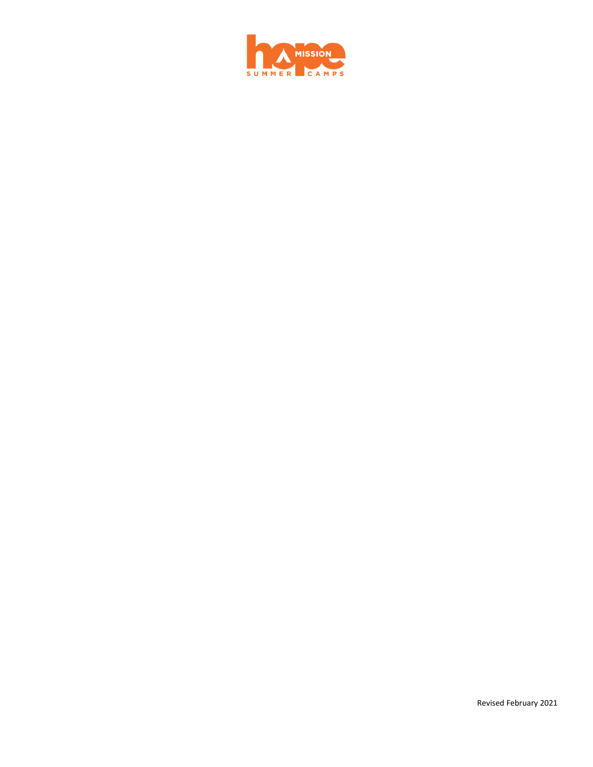hope MISSION

SUMMER CAMPS

Revised February 2021